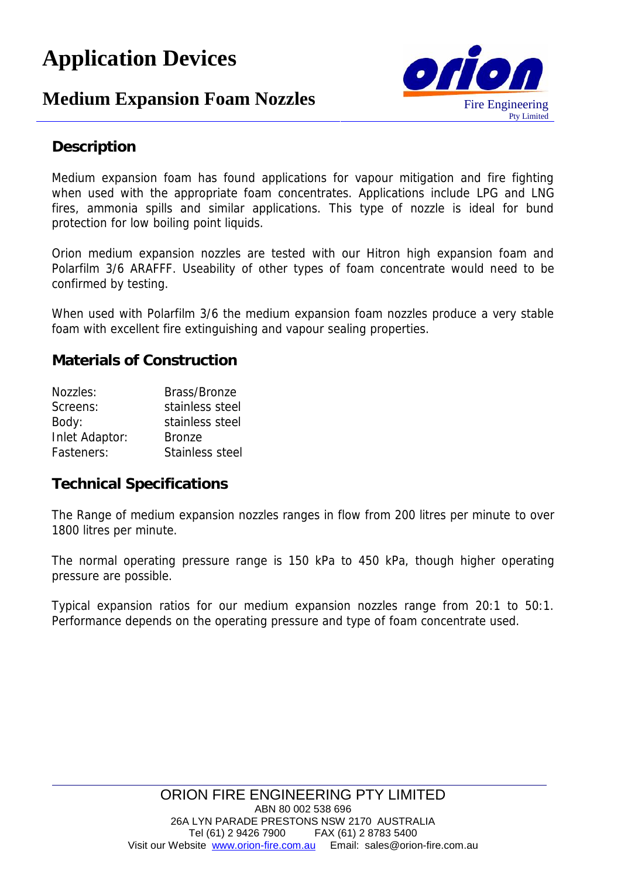# Application Devices

## Medium Expansion Foam Nozzles

Orion Fire Engineering Pty Limited

### Description

Medium expansion foam has found applications for vapour mitigation and fire fighting when used with the appropriate foam concentrates. Applications include LPG and LNG fires, ammonia spills and similar applications. This type of nozzle is ideal for bund protection for low boiling point liquids.

Orion medium expansion nozzles are tested with our Hitron high expansion foam and Polarfilm 3/6 ARAFFF. Useability of other types of foam concentrate would need to be confirmed by testing.

When used with Polarfilm 3/6 the medium expansion foam nozzles produce a very stable foam with excellent fire extinguishing and vapour sealing properties.

### Materials of Construction

| | |
|---|---|
| Nozzles: | Brass/Bronze |
| Screens: | stainless steel |
| Body: | stainless steel |
| Inlet Adaptor: | Bronze |
| Fasteners: | Stainless steel |

### Technical Specifications

The Range of medium expansion nozzles ranges in flow from 200 litres per minute to over 1800 litres per minute.

The normal operating pressure range is 150 kPa to 450 kPa, though higher operating pressure are possible.

Typical expansion ratios for our medium expansion nozzles range from 20:1 to 50:1. Performance depends on the operating pressure and type of foam concentrate used.

ORION FIRE ENGINEERING PTY LIMITED
ABN 80 002 538 696
26A LYN PARADE PRESTONS NSW 2170 AUSTRALIA
Tel (61) 2 9426 7900 FAX (61) 2 8783 5400
Visit our Website www.orion-fire.com.au Email: sales@orion-fire.com.au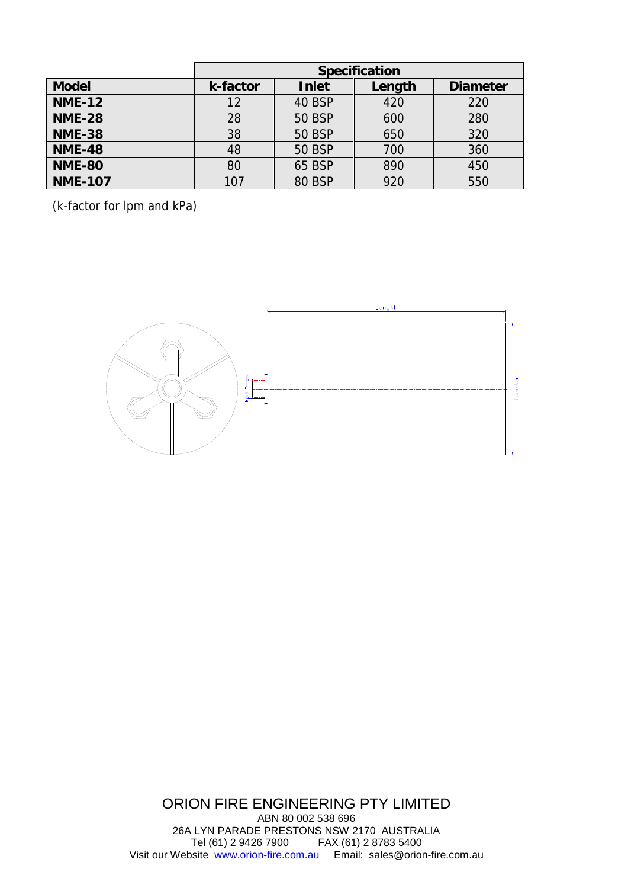| | Specification | | | |
|---|---|---|---|---|
| **Model** | **k-factor** | **Inlet** | **Length** | **Diameter** |
| **NME-12** | 12 | 40 BSP | 420 | 220 |
| **NME-28** | 28 | 50 BSP | 600 | 280 |
| **NME-38** | 38 | 50 BSP | 650 | 320 |
| **NME-48** | 48 | 50 BSP | 700 | 360 |
| **NME-80** | 80 | 65 BSP | 890 | 450 |
| **NME-107** | 107 | 80 BSP | 920 | 550 |

(k-factor for lpm and kPa)

Length

Inlet Thread

Diameter